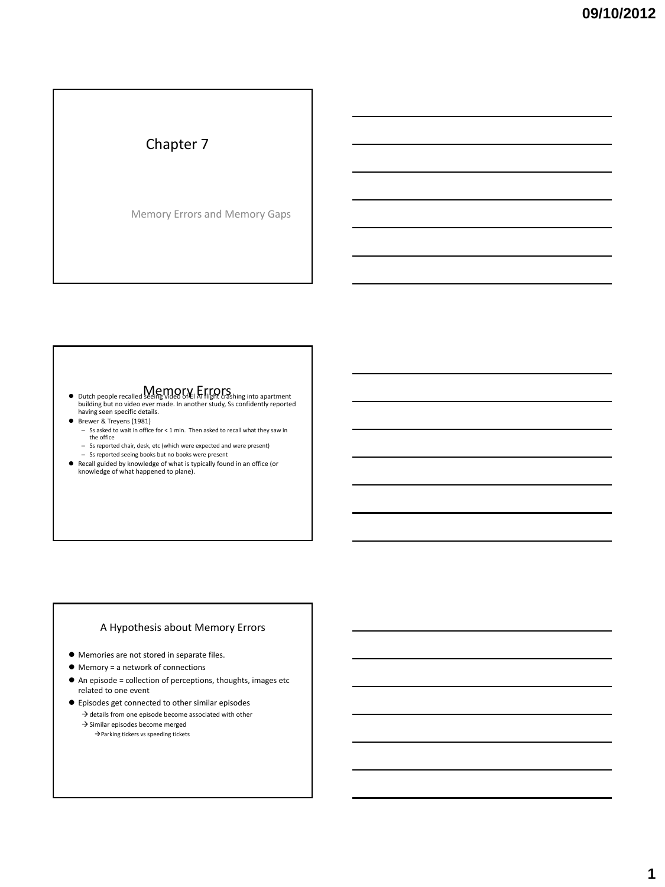# Chapter 7

Memory Errors and Memory Gaps

## Memory Errors

- Dutch people recalled seeing video of El Al flight crashing into apartment building but no video ever made. In another study, Ss confidently reported having seen specific details.
- Brewer & Treyens (1981)
  - Ss asked to wait in office for < 1 min. Then asked to recall what they saw in the office
  - Ss reported chair, desk, etc (which were expected and were present)
  - Ss reported seeing books but no books were present
- Recall guided by knowledge of what is typically found in an office (or knowledge of what happened to plane).

## A Hypothesis about Memory Errors

- Memories are not stored in separate files.
- Memory = a network of connections
- An episode = collection of perceptions, thoughts, images etc related to one event
- Episodes get connected to other similar episodes
  - → details from one episode become associated with other
  - → Similar episodes become merged
    - →Parking tickers vs speeding tickets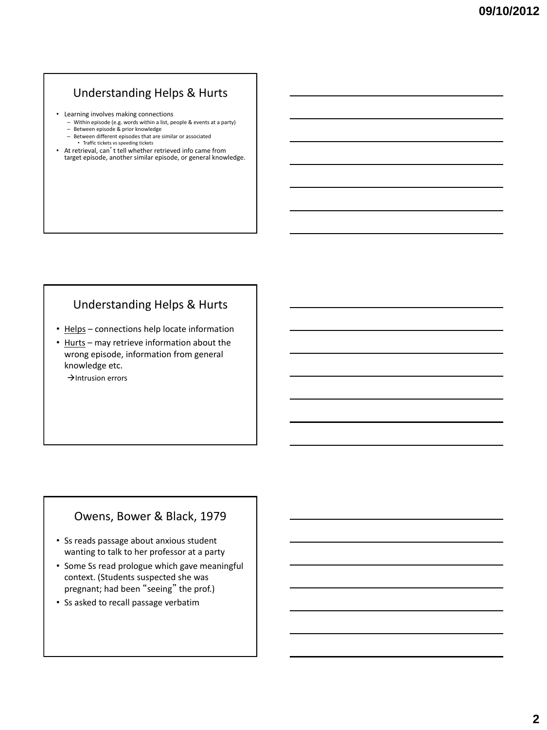## Understanding Helps & Hurts

- Learning involves making connections
  - Within episode (e.g. words within a list, people & events at a party)
  - Between episode & prior knowledge
  - Between different episodes that are similar or associated
    - Traffic tickets vs speeding tickets
- At retrieval, can't tell whether retrieved info came from target episode, another similar episode, or general knowledge.

## Understanding Helps & Hurts

- Helps – connections help locate information
- Hurts – may retrieve information about the wrong episode, information from general knowledge etc.
  - →Intrusion errors

## Owens, Bower & Black, 1979

- Ss reads passage about anxious student wanting to talk to her professor at a party
- Some Ss read prologue which gave meaningful context. (Students suspected she was pregnant; had been "seeing" the prof.)
- Ss asked to recall passage verbatim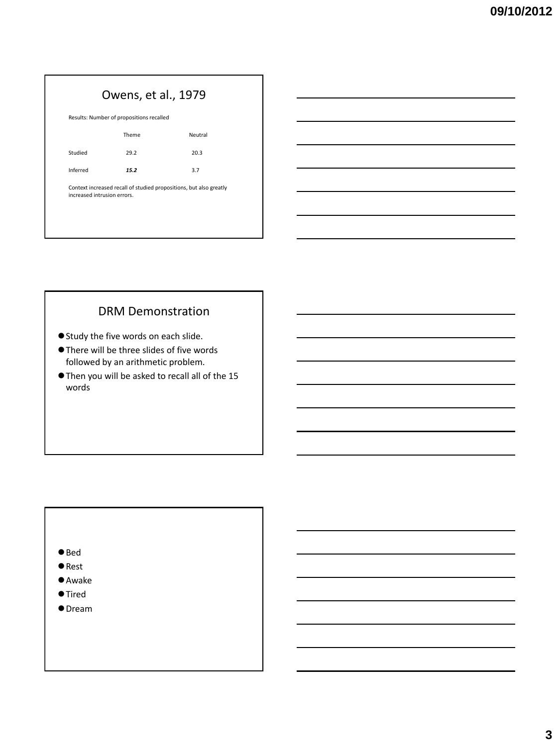## Owens, et al., 1979

Results: Number of propositions recalled

| | Theme | Neutral |
|---|---|---|
| Studied | 29.2 | 20.3 |
| Inferred | ***15.2*** | 3.7 |

Context increased recall of studied propositions, but also greatly increased intrusion errors.

## DRM Demonstration

- Study the five words on each slide.
- There will be three slides of five words followed by an arithmetic problem.
- Then you will be asked to recall all of the 15 words

---

- Bed
- Rest
- Awake
- Tired
- Dream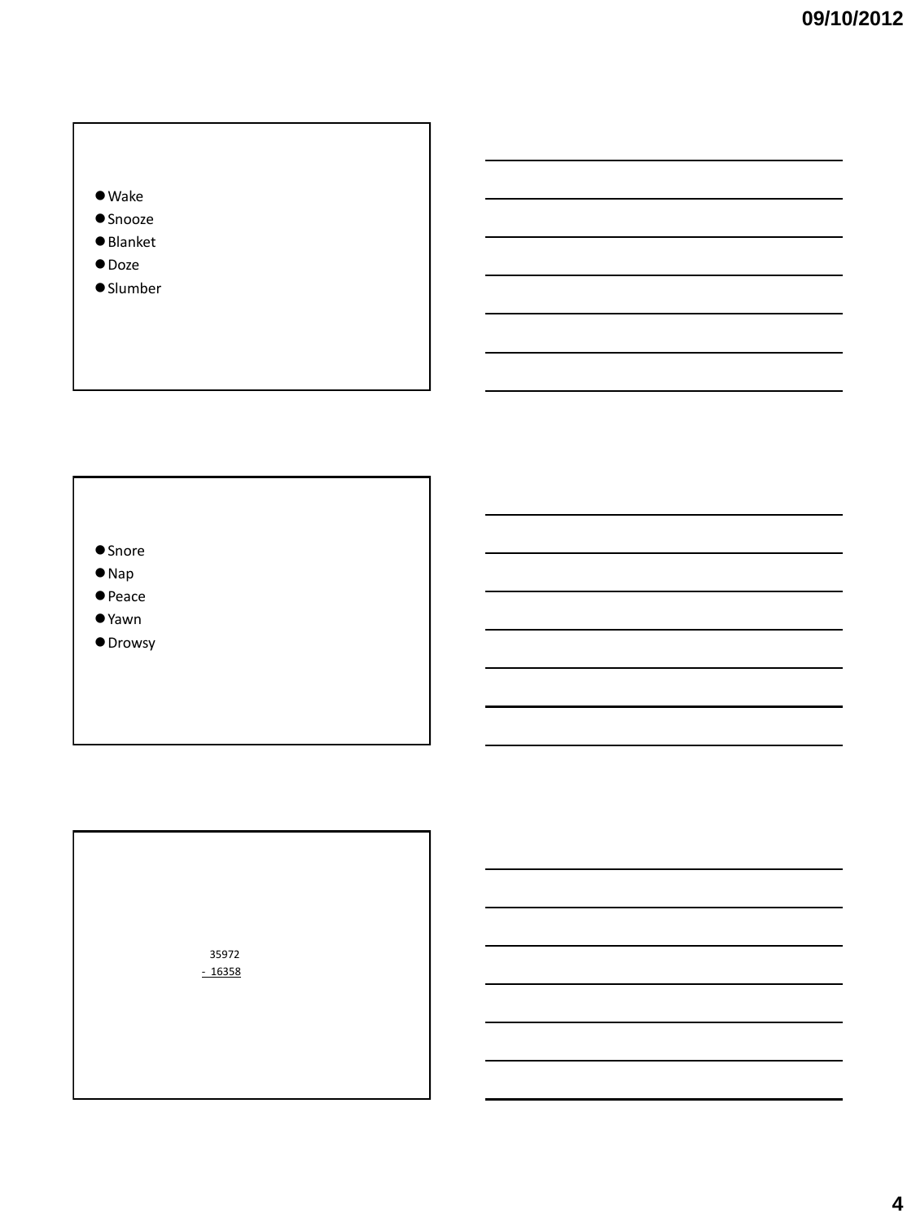- Wake
- Snooze
- Blanket
- Doze
- Slumber

---

- Snore
- Nap
- Peace
- Yawn
- Drowsy

---

```
  35972
- 16358
```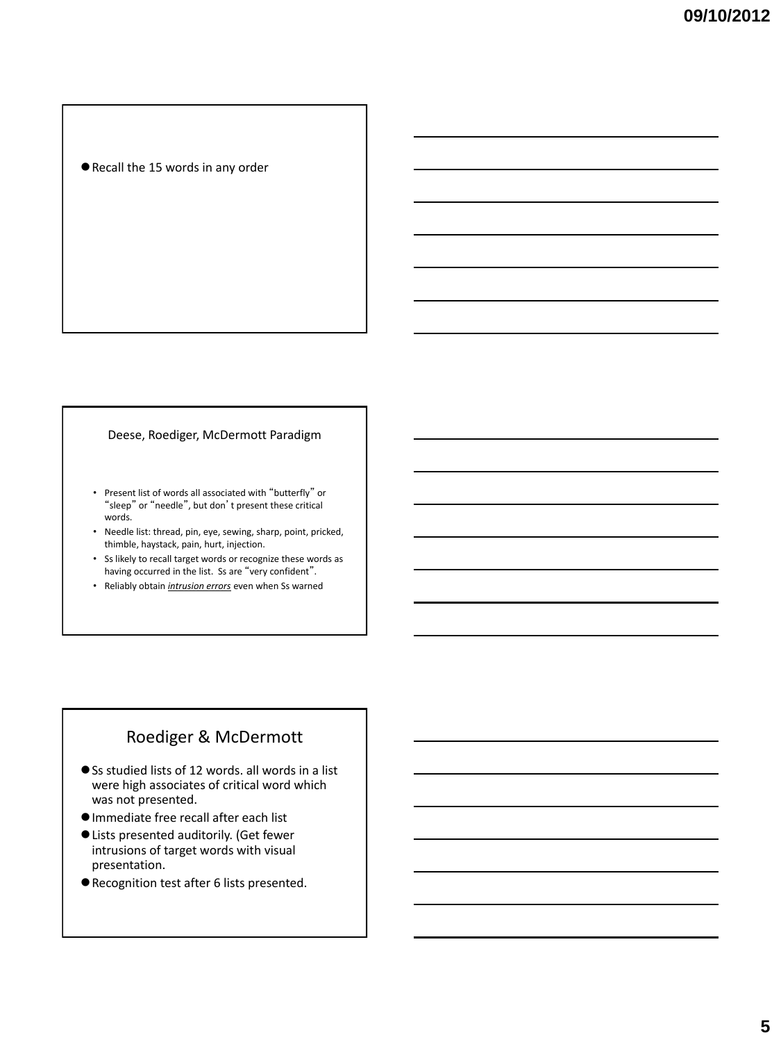- Recall the 15 words in any order

## Deese, Roediger, McDermott Paradigm

- Present list of words all associated with "butterfly" or "sleep" or "needle", but don't present these critical words.
- Needle list: thread, pin, eye, sewing, sharp, point, pricked, thimble, haystack, pain, hurt, injection.
- Ss likely to recall target words or recognize these words as having occurred in the list. Ss are "very confident".
- Reliably obtain *intrusion errors* even when Ss warned

## Roediger & McDermott

- Ss studied lists of 12 words. all words in a list were high associates of critical word which was not presented.
- Immediate free recall after each list
- Lists presented auditorily. (Get fewer intrusions of target words with visual presentation.
- Recognition test after 6 lists presented.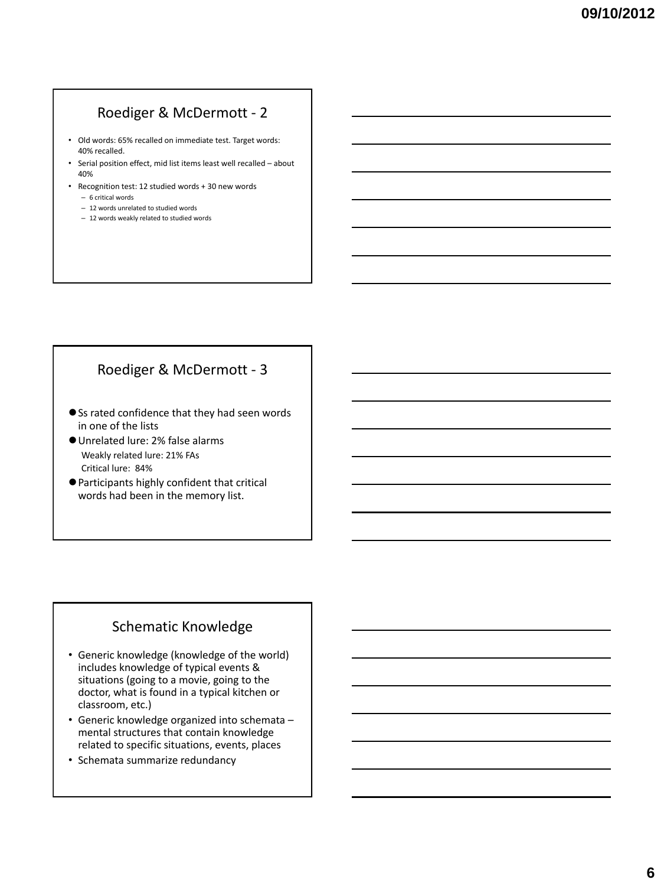## Roediger & McDermott - 2

- Old words: 65% recalled on immediate test. Target words: 40% recalled.
- Serial position effect, mid list items least well recalled – about 40%
- Recognition test: 12 studied words + 30 new words
  - 6 critical words
  - 12 words unrelated to studied words
  - 12 words weakly related to studied words

## Roediger & McDermott - 3

- Ss rated confidence that they had seen words in one of the lists
- Unrelated lure: 2% false alarms
  Weakly related lure: 21% FAs
  Critical lure: 84%
- Participants highly confident that critical words had been in the memory list.

## Schematic Knowledge

- Generic knowledge (knowledge of the world) includes knowledge of typical events & situations (going to a movie, going to the doctor, what is found in a typical kitchen or classroom, etc.)
- Generic knowledge organized into schemata – mental structures that contain knowledge related to specific situations, events, places
- Schemata summarize redundancy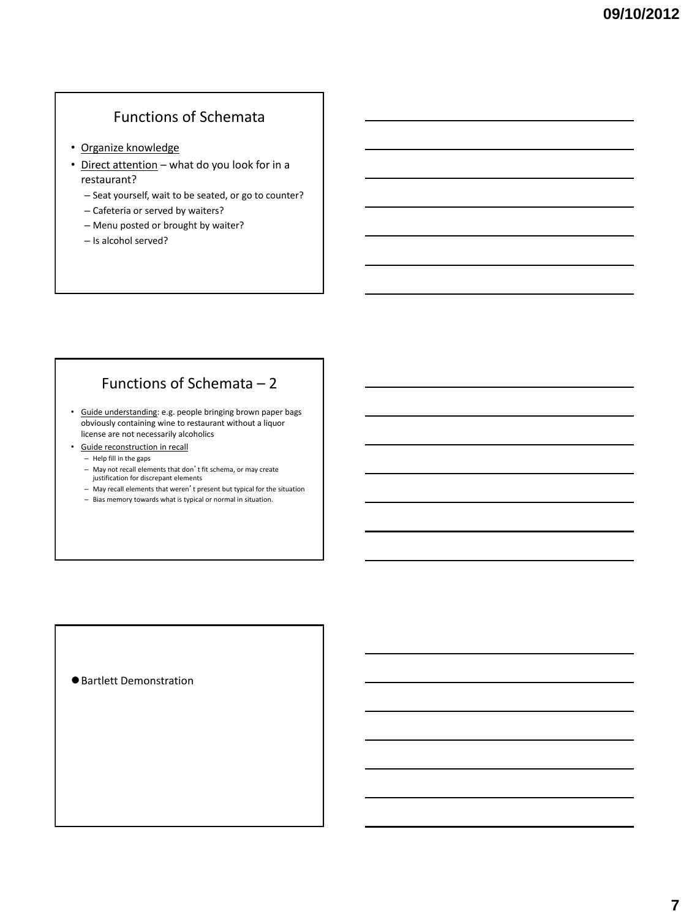## Functions of Schemata

- Organize knowledge
- Direct attention – what do you look for in a restaurant?
  - Seat yourself, wait to be seated, or go to counter?
  - Cafeteria or served by waiters?
  - Menu posted or brought by waiter?
  - Is alcohol served?

## Functions of Schemata – 2

- Guide understanding: e.g. people bringing brown paper bags obviously containing wine to restaurant without a liquor license are not necessarily alcoholics
- Guide reconstruction in recall
  - Help fill in the gaps
  - May not recall elements that don't fit schema, or may create justification for discrepant elements
  - May recall elements that weren't present but typical for the situation
  - Bias memory towards what is typical or normal in situation.

- Bartlett Demonstration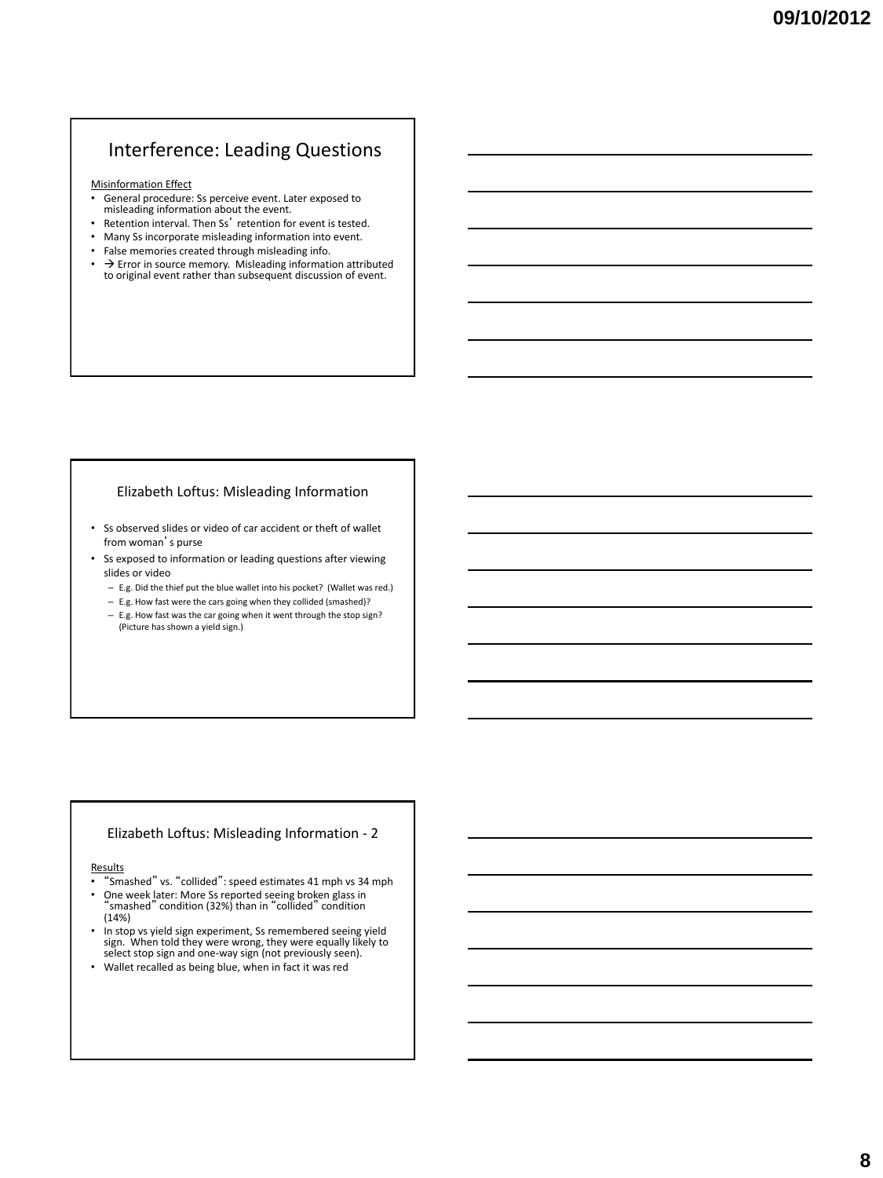## Interference: Leading Questions

Misinformation Effect

- General procedure: Ss perceive event. Later exposed to misleading information about the event.
- Retention interval. Then Ss' retention for event is tested.
- Many Ss incorporate misleading information into event.
- False memories created through misleading info.
- → Error in source memory. Misleading information attributed to original event rather than subsequent discussion of event.

## Elizabeth Loftus: Misleading Information

- Ss observed slides or video of car accident or theft of wallet from woman's purse
- Ss exposed to information or leading questions after viewing slides or video
  - E.g. Did the thief put the blue wallet into his pocket? (Wallet was red.)
  - E.g. How fast were the cars going when they collided (smashed)?
  - E.g. How fast was the car going when it went through the stop sign? (Picture has shown a yield sign.)

## Elizabeth Loftus: Misleading Information - 2

Results

- "Smashed" vs. "collided": speed estimates 41 mph vs 34 mph
- One week later: More Ss reported seeing broken glass in "smashed" condition (32%) than in "collided" condition (14%)
- In stop vs yield sign experiment, Ss remembered seeing yield sign. When told they were wrong, they were equally likely to select stop sign and one-way sign (not previously seen).
- Wallet recalled as being blue, when in fact it was red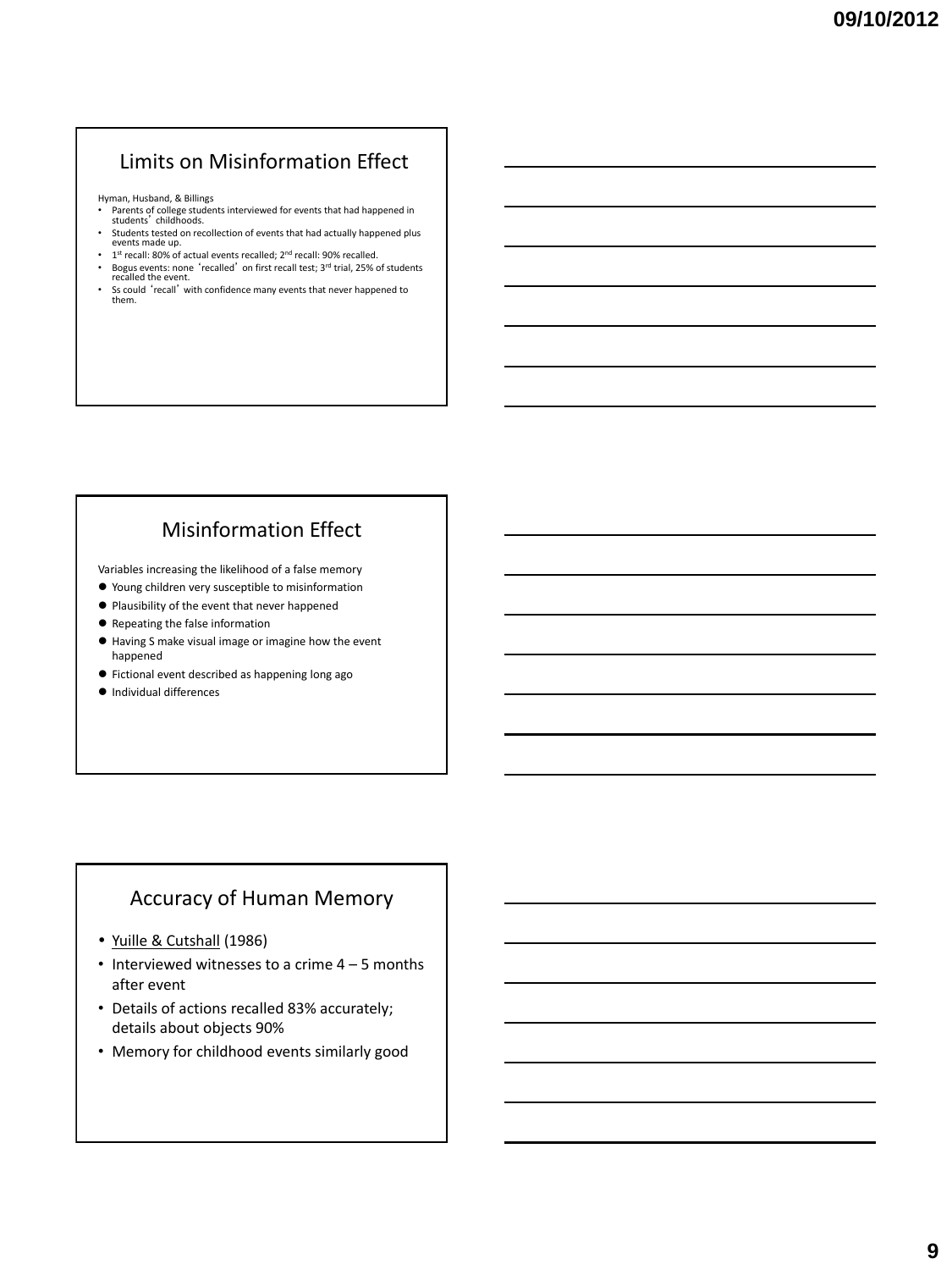## Limits on Misinformation Effect

Hyman, Husband, & Billings

- Parents of college students interviewed for events that had happened in students' childhoods.
- Students tested on recollection of events that had actually happened plus events made up.
- 1st recall: 80% of actual events recalled; 2nd recall: 90% recalled.
- Bogus events: none 'recalled' on first recall test; 3rd trial, 25% of students recalled the event.
- Ss could 'recall' with confidence many events that never happened to them.

## Misinformation Effect

Variables increasing the likelihood of a false memory

- Young children very susceptible to misinformation
- Plausibility of the event that never happened
- Repeating the false information
- Having S make visual image or imagine how the event happened
- Fictional event described as happening long ago
- Individual differences

## Accuracy of Human Memory

- Yuille & Cutshall (1986)
- Interviewed witnesses to a crime 4 – 5 months after event
- Details of actions recalled 83% accurately; details about objects 90%
- Memory for childhood events similarly good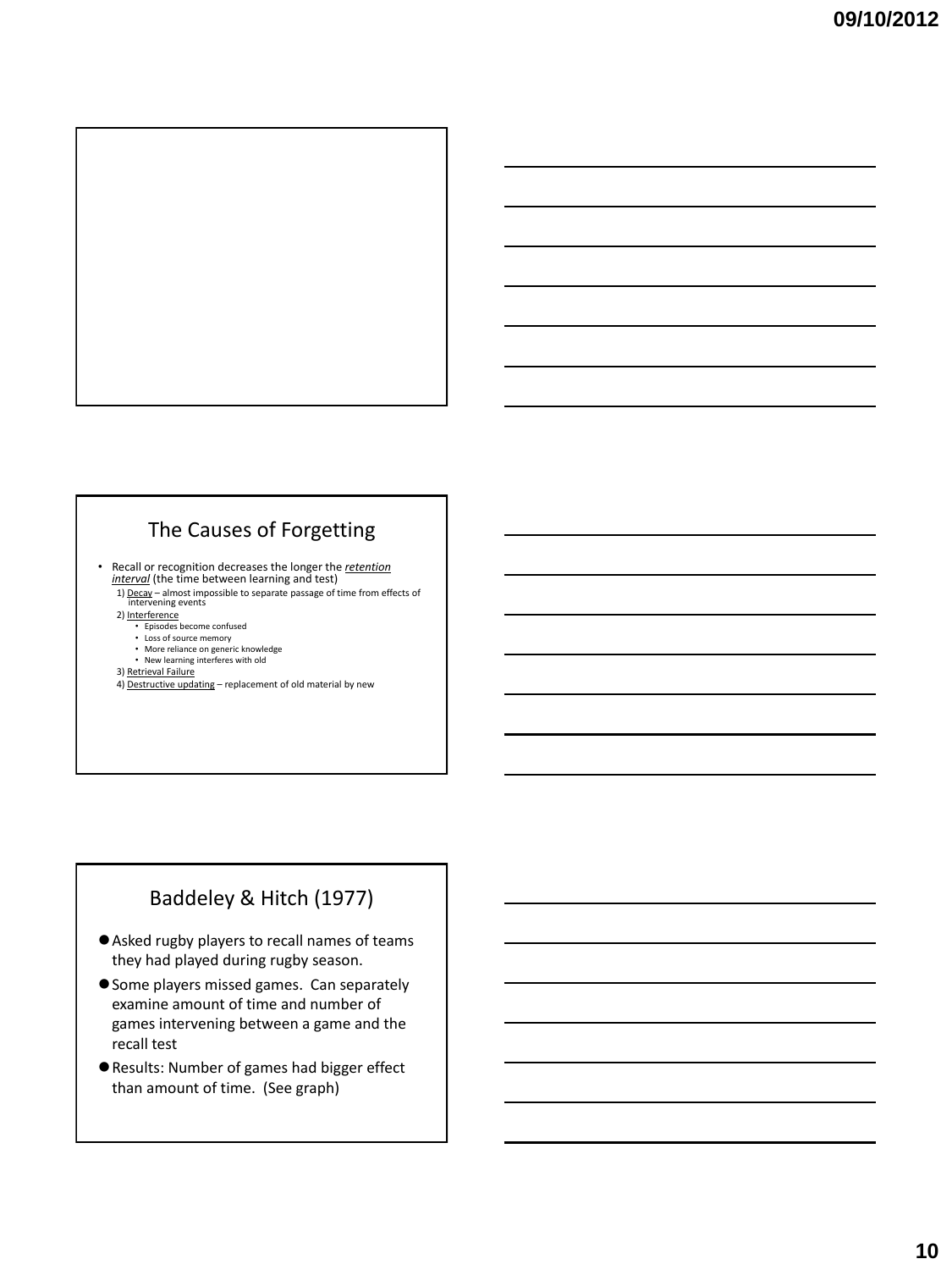## The Causes of Forgetting

- Recall or recognition decreases the longer the ***retention interval*** (the time between learning and test)
  1) Decay – almost impossible to separate passage of time from effects of intervening events
  2) Interference
     - Episodes become confused
     - Loss of source memory
     - More reliance on generic knowledge
     - New learning interferes with old
  3) Retrieval Failure
  4) Destructive updating – replacement of old material by new

## Baddeley & Hitch (1977)

- Asked rugby players to recall names of teams they had played during rugby season.
- Some players missed games. Can separately examine amount of time and number of games intervening between a game and the recall test
- Results: Number of games had bigger effect than amount of time. (See graph)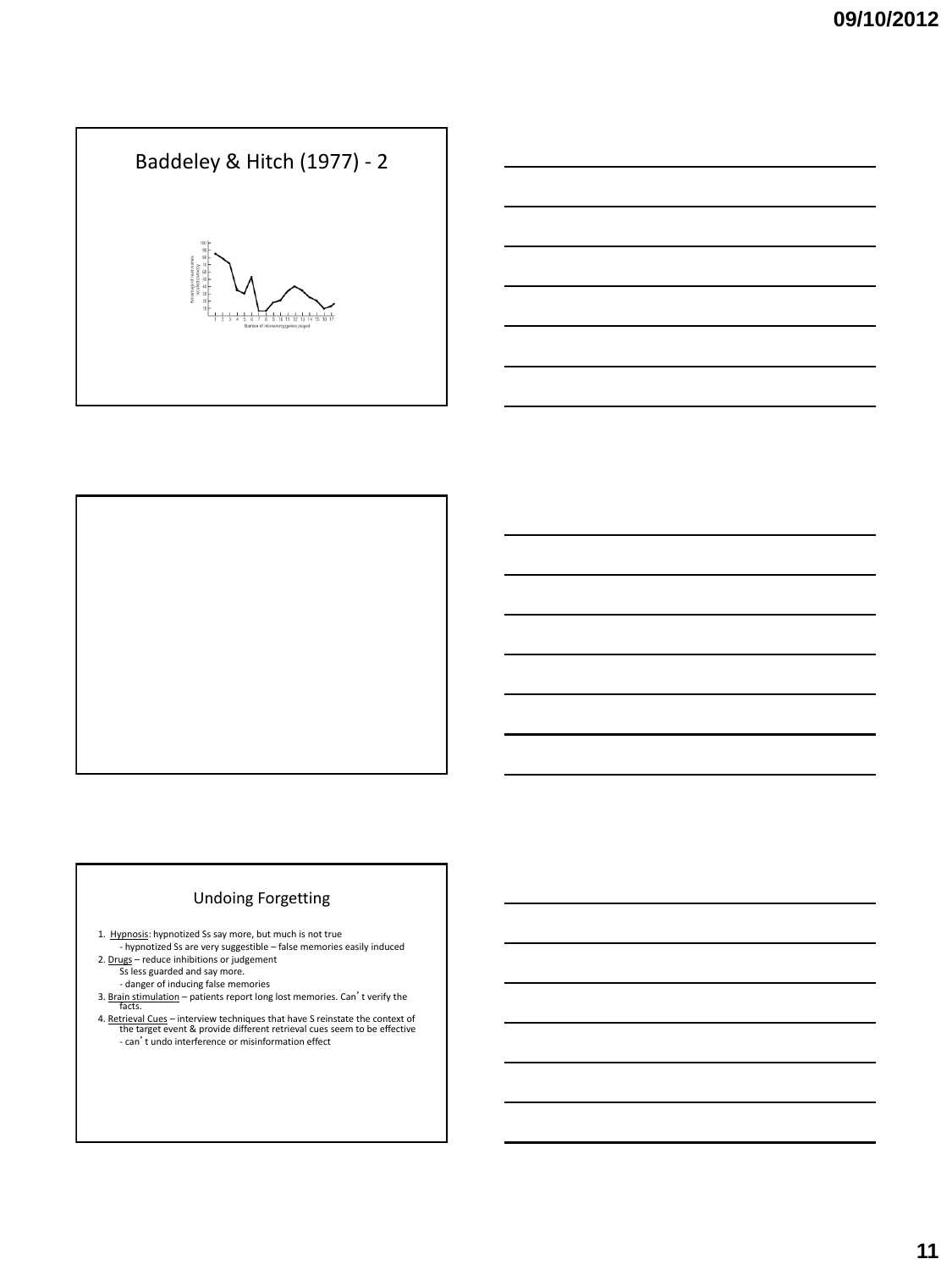## Baddeley & Hitch (1977) - 2

## Undoing Forgetting

1. Hypnosis: hypnotized Ss say more, but much is not true
   - hypnotized Ss are very suggestible – false memories easily induced
2. Drugs – reduce inhibitions or judgement
   Ss less guarded and say more.
   - danger of inducing false memories
3. Brain stimulation – patients report long lost memories. Can't verify the facts.
4. Retrieval Cues – interview techniques that have S reinstate the context of the target event & provide different retrieval cues seem to be effective
   - can't undo interference or misinformation effect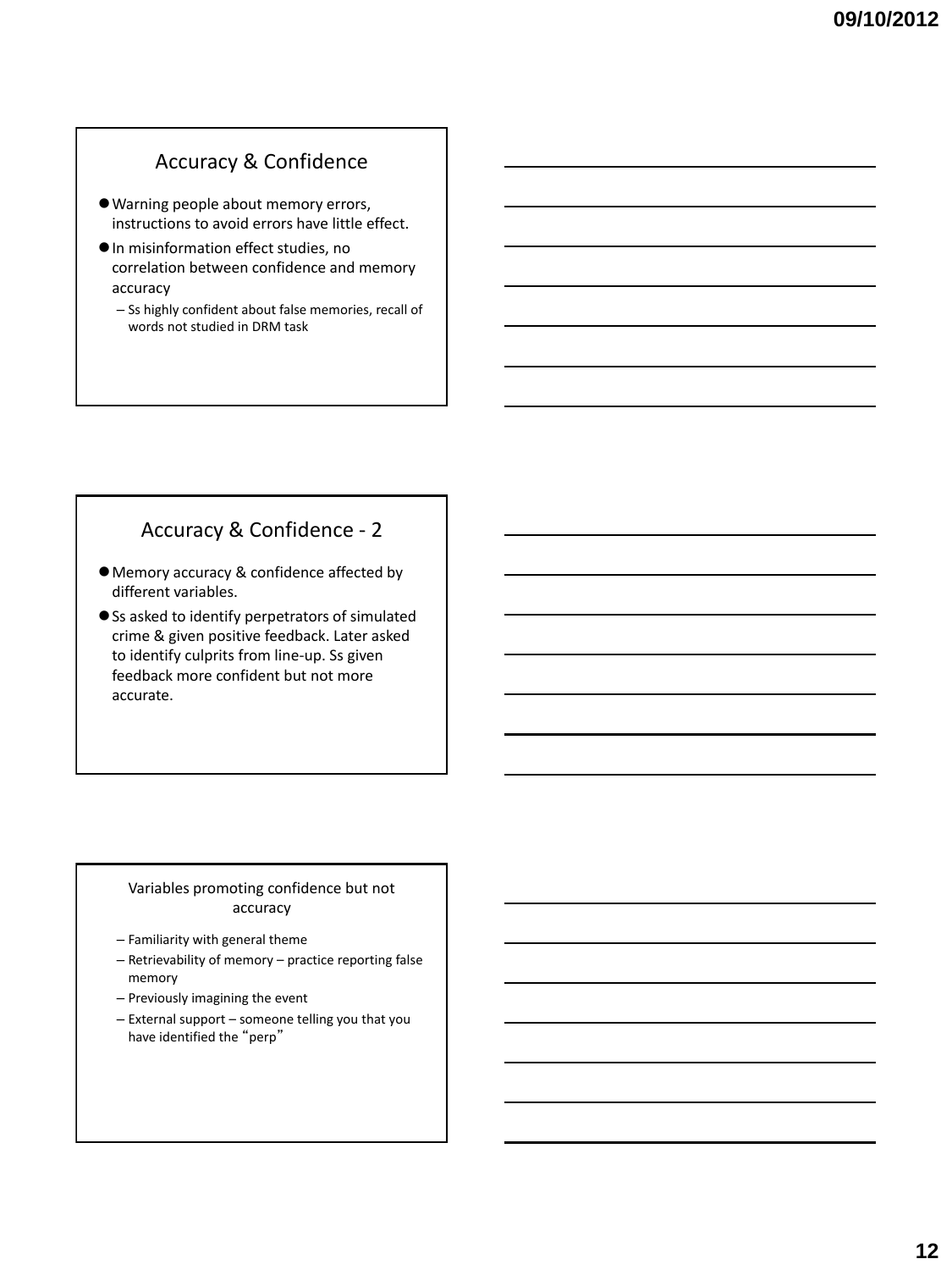## Accuracy & Confidence

- Warning people about memory errors, instructions to avoid errors have little effect.
- In misinformation effect studies, no correlation between confidence and memory accuracy
  - Ss highly confident about false memories, recall of words not studied in DRM task

## Accuracy & Confidence - 2

- Memory accuracy & confidence affected by different variables.
- Ss asked to identify perpetrators of simulated crime & given positive feedback. Later asked to identify culprits from line-up. Ss given feedback more confident but not more accurate.

### Variables promoting confidence but not accuracy

- Familiarity with general theme
- Retrievability of memory – practice reporting false memory
- Previously imagining the event
- External support – someone telling you that you have identified the "perp"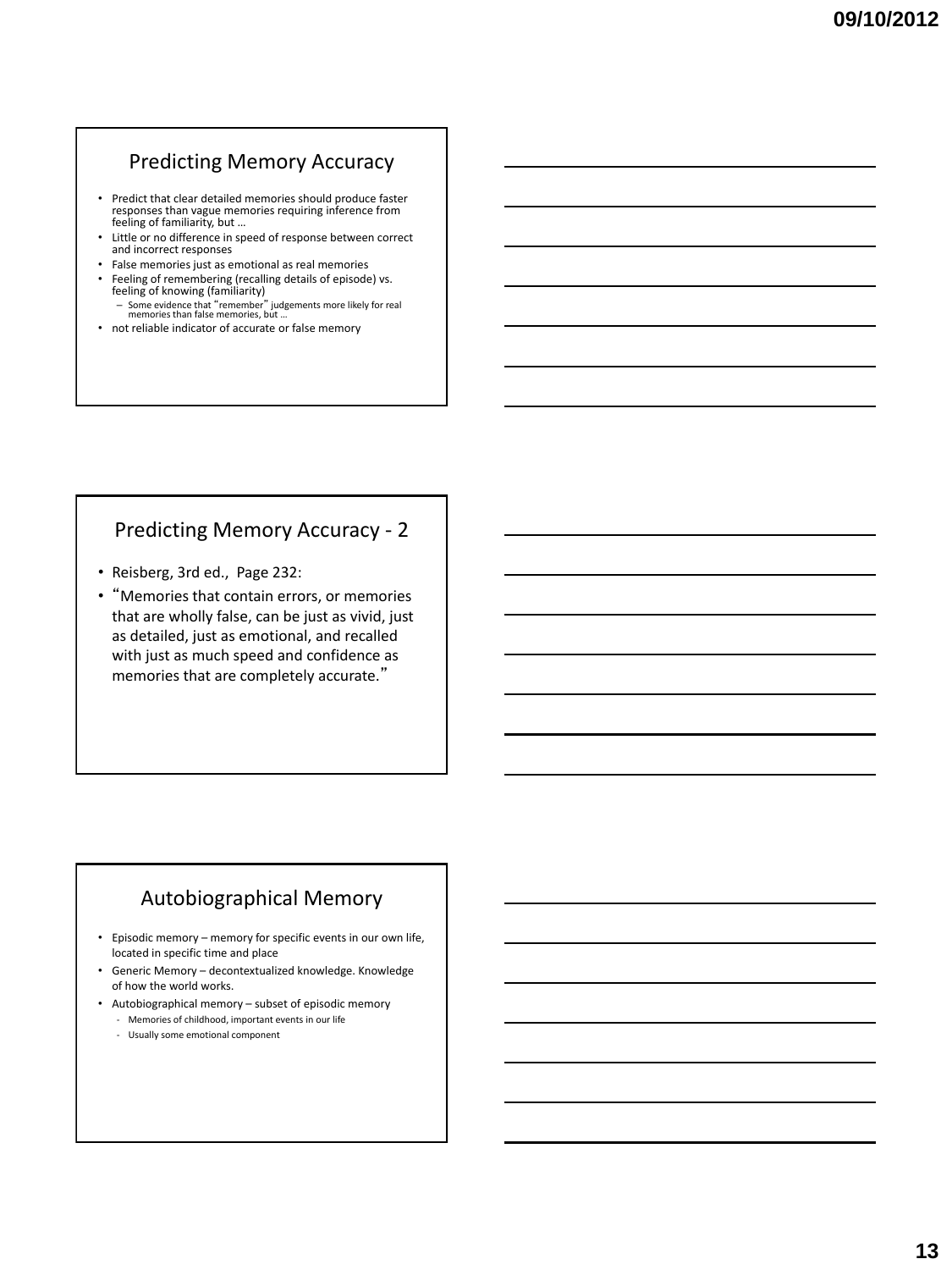## Predicting Memory Accuracy

- Predict that clear detailed memories should produce faster responses than vague memories requiring inference from feeling of familiarity, but …
- Little or no difference in speed of response between correct and incorrect responses
- False memories just as emotional as real memories
- Feeling of remembering (recalling details of episode) vs. feeling of knowing (familiarity)
  - Some evidence that "remember" judgements more likely for real memories than false memories, but …
- not reliable indicator of accurate or false memory

## Predicting Memory Accuracy - 2

- Reisberg, 3rd ed., Page 232:
- "Memories that contain errors, or memories that are wholly false, can be just as vivid, just as detailed, just as emotional, and recalled with just as much speed and confidence as memories that are completely accurate."

## Autobiographical Memory

- Episodic memory – memory for specific events in our own life, located in specific time and place
- Generic Memory – decontextualized knowledge. Knowledge of how the world works.
- Autobiographical memory – subset of episodic memory
  - Memories of childhood, important events in our life
  - Usually some emotional component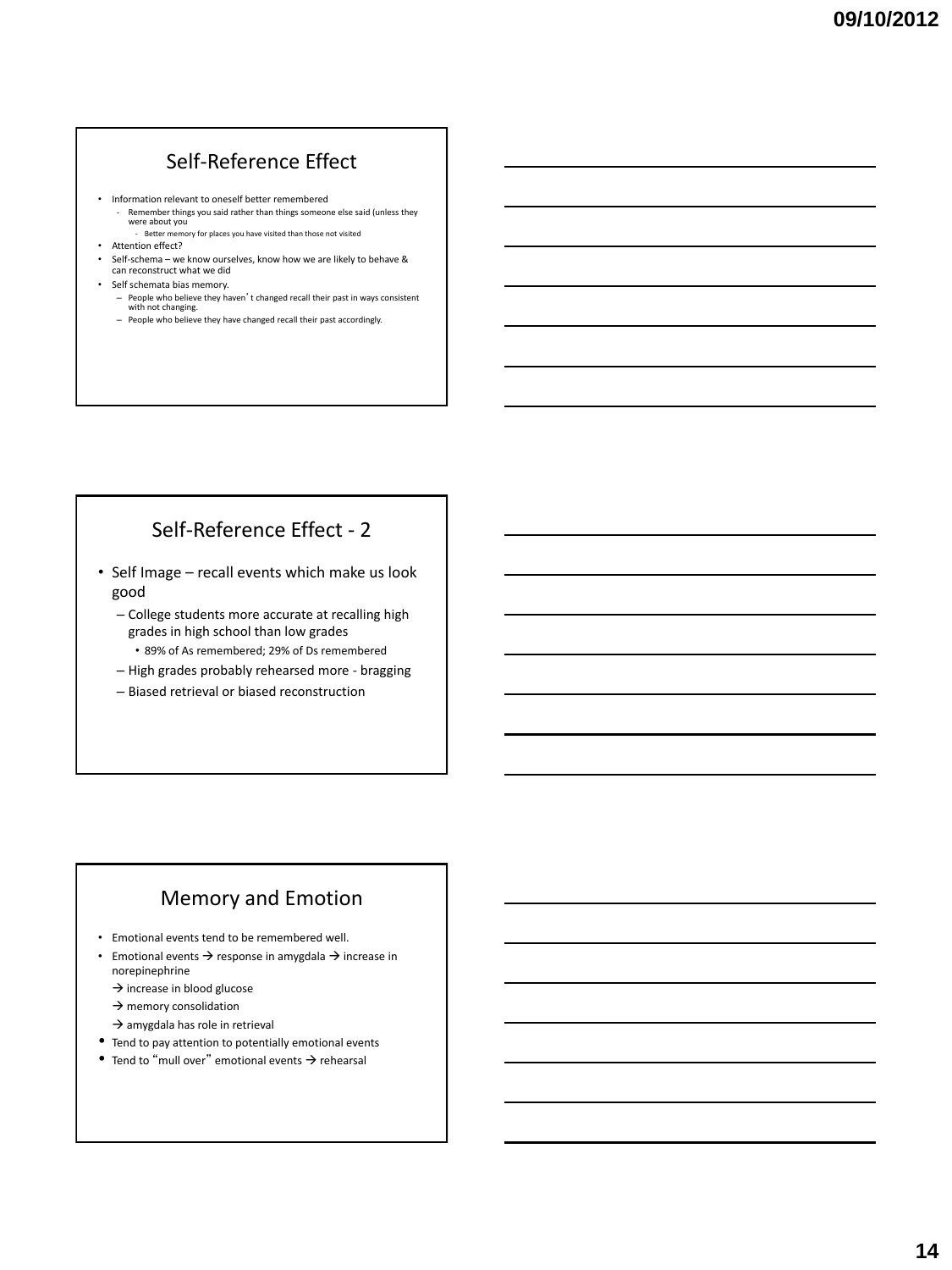## Self-Reference Effect

- Information relevant to oneself better remembered
  - Remember things you said rather than things someone else said (unless they were about you
    - Better memory for places you have visited than those not visited
- Attention effect?
- Self-schema – we know ourselves, know how we are likely to behave & can reconstruct what we did
- Self schemata bias memory.
  - People who believe they haven't changed recall their past in ways consistent with not changing.
  - People who believe they have changed recall their past accordingly.

## Self-Reference Effect - 2

- Self Image – recall events which make us look good
  - College students more accurate at recalling high grades in high school than low grades
    - 89% of As remembered; 29% of Ds remembered
  - High grades probably rehearsed more - bragging
  - Biased retrieval or biased reconstruction

## Memory and Emotion

- Emotional events tend to be remembered well.
- Emotional events → response in amygdala → increase in norepinephrine
  - → increase in blood glucose
  - → memory consolidation
  - → amygdala has role in retrieval
- Tend to pay attention to potentially emotional events
- Tend to "mull over" emotional events → rehearsal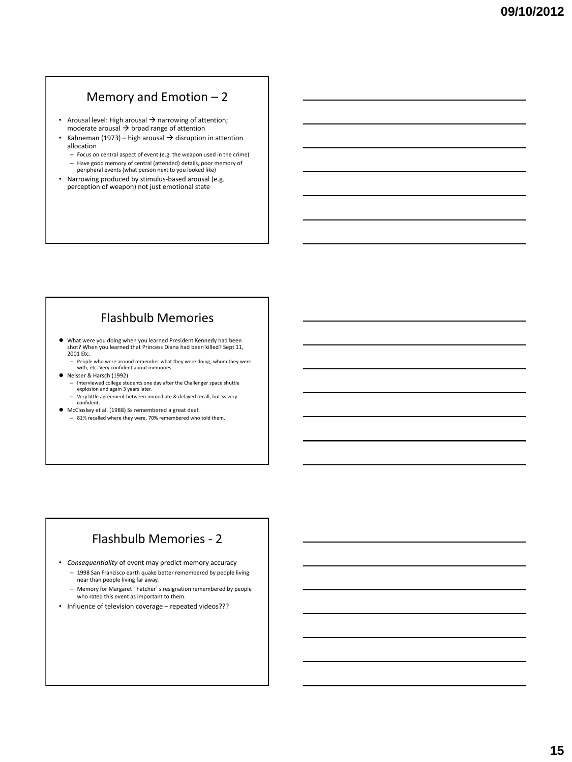## Memory and Emotion – 2

- Arousal level: High arousal → narrowing of attention; moderate arousal → broad range of attention
- Kahneman (1973) – high arousal → disruption in attention allocation
  - Focus on central aspect of event (e.g. the weapon used in the crime)
  - Have good memory of central (attended) details, poor memory of peripheral events (what person next to you looked like)
- Narrowing produced by stimulus-based arousal (e.g. perception of weapon) not just emotional state

## Flashbulb Memories

- What were you doing when you learned President Kennedy had been shot? When you learned that Princess Diana had been killed? Sept 11, 2001 Etc.
  - People who were around remember what they were doing, whom they were with, etc. Very confident about memories.
- Neisser & Harsch (1992)
  - Interviewed college students one day after the Challenger space shuttle explosion and again 3 years later.
  - Very little agreement between immediate & delayed recall, but Ss very confident.
- McCloskey et al. (1988) Ss remembered a great deal:
  - 81% recalled where they were, 70% remembered who told them.

## Flashbulb Memories - 2

- *Consequentiality* of event may predict memory accuracy
  - 1998 San Francisco earth quake better remembered by people living near than people living far away.
  - Memory for Margaret Thatcher's resignation remembered by people who rated this event as important to them.
- Influence of television coverage – repeated videos???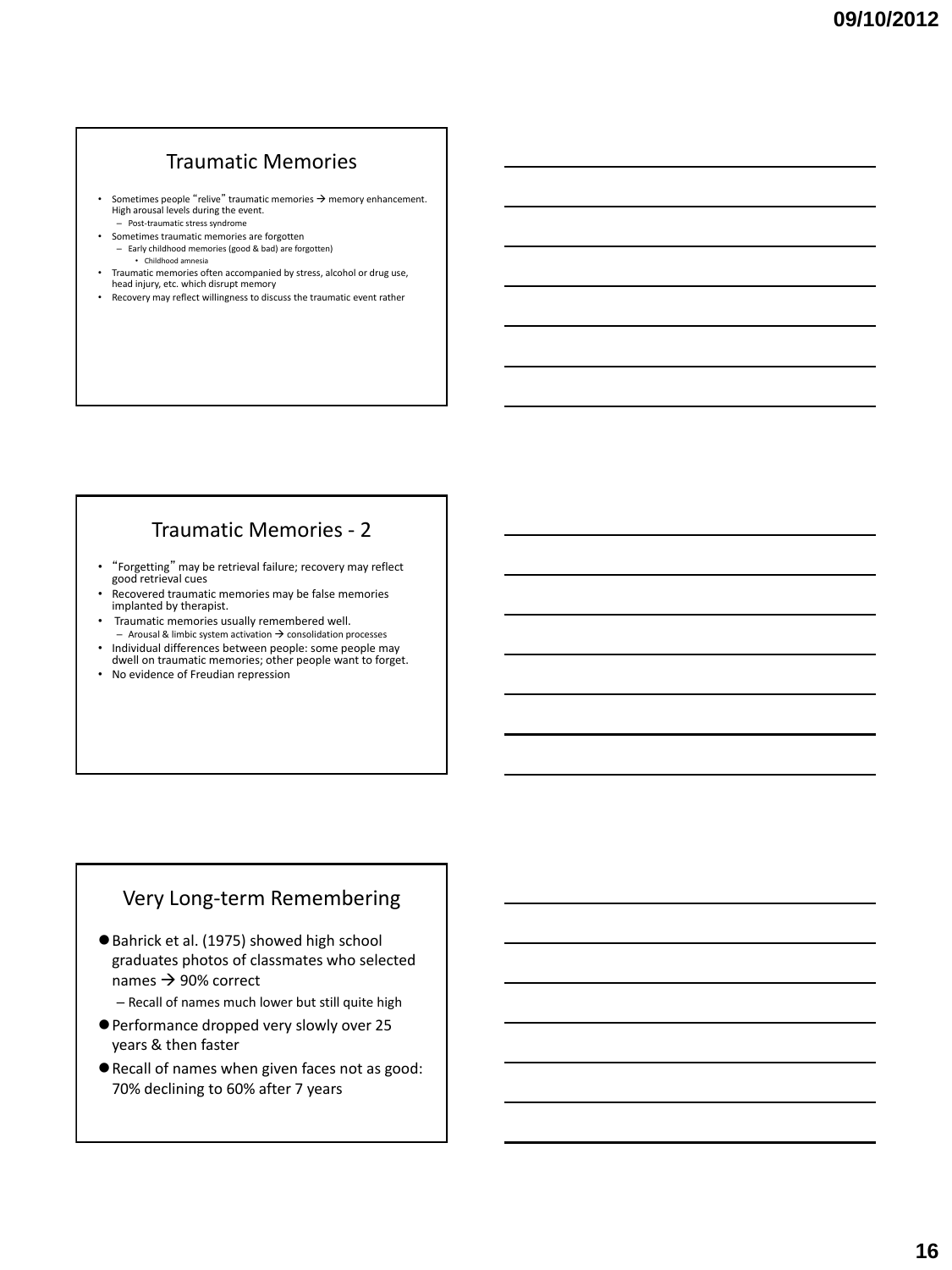## Traumatic Memories

- Sometimes people "relive" traumatic memories → memory enhancement. High arousal levels during the event.
  - Post-traumatic stress syndrome
- Sometimes traumatic memories are forgotten
  - Early childhood memories (good & bad) are forgotten)
    - Childhood amnesia
- Traumatic memories often accompanied by stress, alcohol or drug use, head injury, etc. which disrupt memory
- Recovery may reflect willingness to discuss the traumatic event rather

## Traumatic Memories - 2

- "Forgetting" may be retrieval failure; recovery may reflect good retrieval cues
- Recovered traumatic memories may be false memories implanted by therapist.
- Traumatic memories usually remembered well.
  - Arousal & limbic system activation → consolidation processes
- Individual differences between people: some people may dwell on traumatic memories; other people want to forget.
- No evidence of Freudian repression

## Very Long-term Remembering

- Bahrick et al. (1975) showed high school graduates photos of classmates who selected names → 90% correct
  - Recall of names much lower but still quite high
- Performance dropped very slowly over 25 years & then faster
- Recall of names when given faces not as good: 70% declining to 60% after 7 years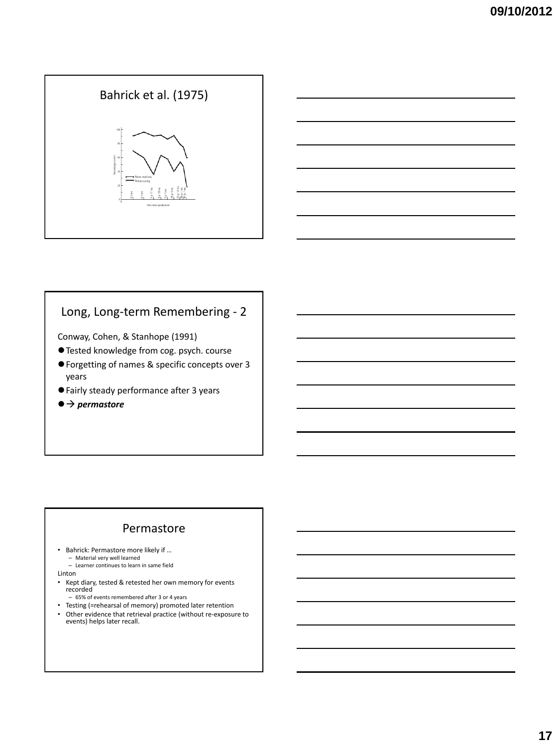## Bahrick et al. (1975)

## Long, Long-term Remembering - 2

Conway, Cohen, & Stanhope (1991)

- Tested knowledge from cog. psych. course
- Forgetting of names & specific concepts over 3 years
- Fairly steady performance after 3 years
- → ***permastore***

## Permastore

- Bahrick: Permastore more likely if …
  - Material very well learned
  - Learner continues to learn in same field

Linton

- Kept diary, tested & retested her own memory for events recorded
  - 65% of events remembered after 3 or 4 years
- Testing (=rehearsal of memory) promoted later retention
- Other evidence that retrieval practice (without re-exposure to events) helps later recall.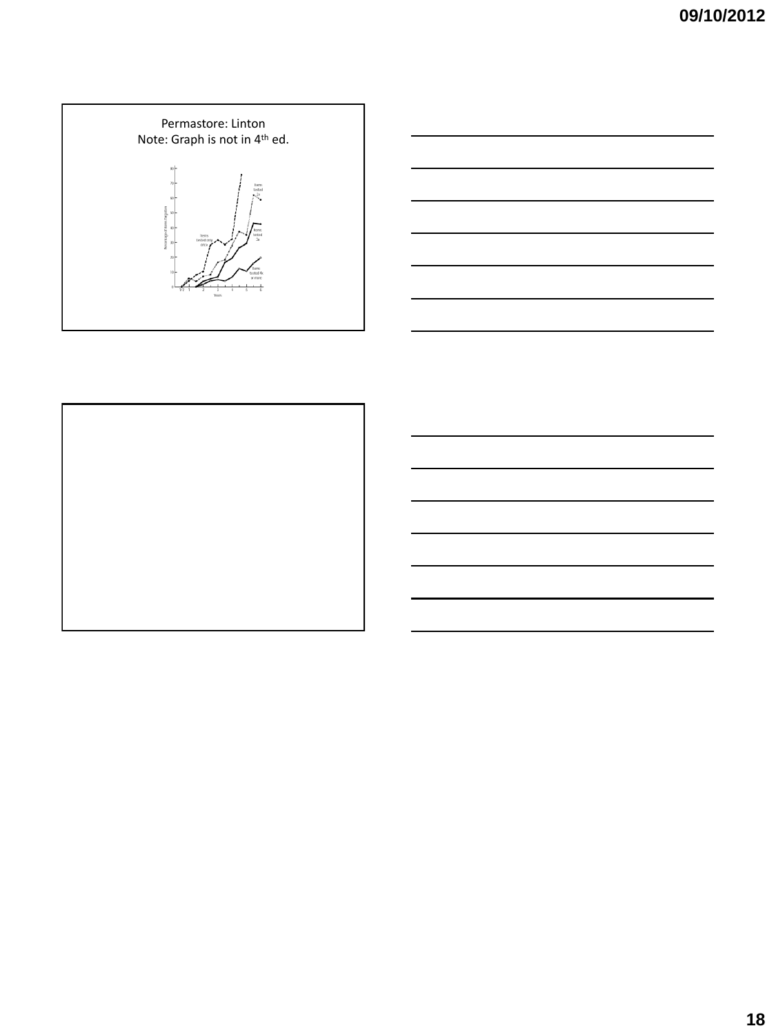Permastore: Linton

Note: Graph is not in 4th ed.

80

70

60

50

40

30

20

10

0

1/2 1 2 3 4 5 6

Years

Percentage of items forgotten

Items tested only once

Items tested 2x

Items tested 3x

Items tested 4x or more